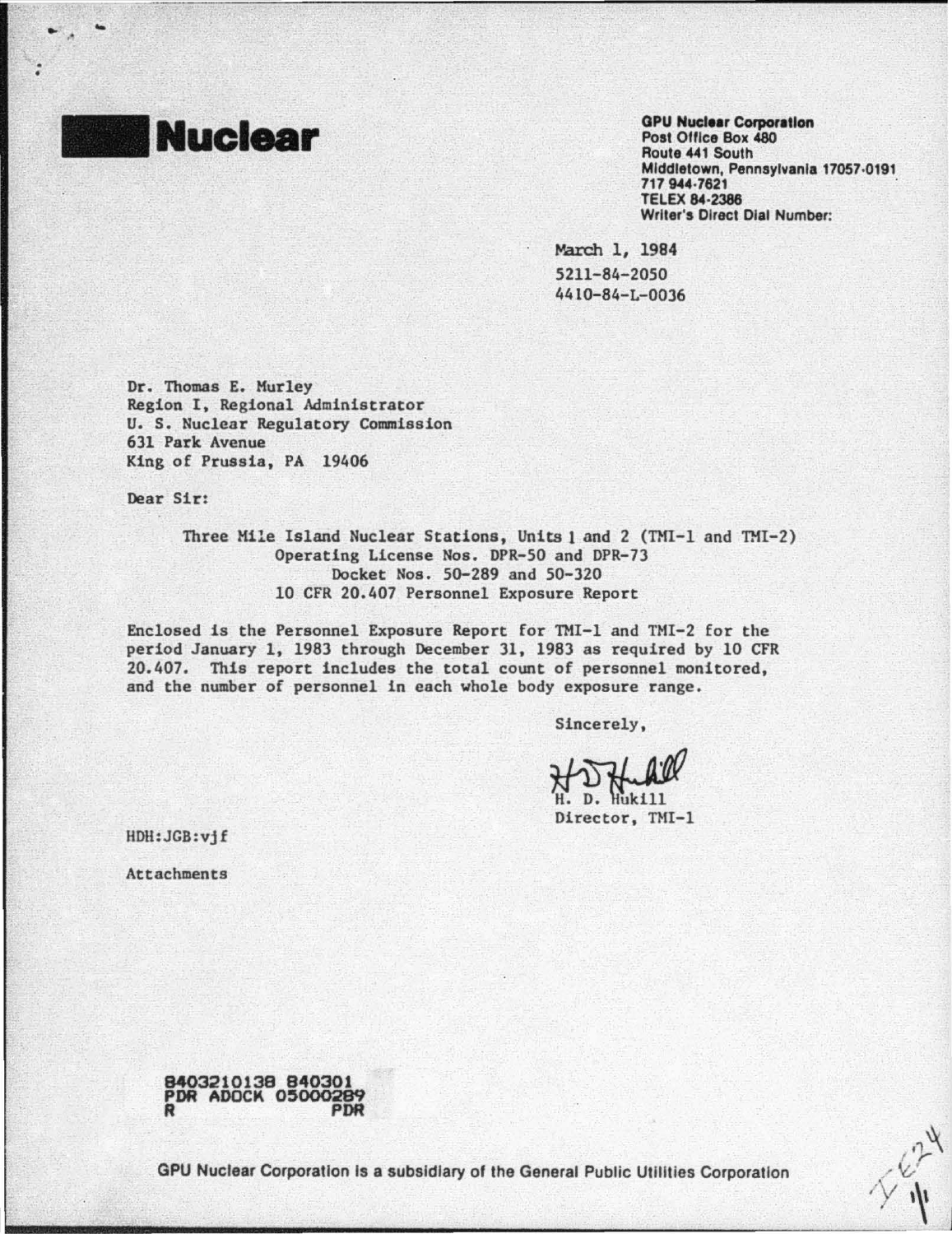# Nuclear

**GPU Nuclear Corporation**
**Post Office Box 480**
**Route 441 South**
**Middletown, Pennsylvania 17057-0191**
**717 944-7621**
**TELEX 84-2386**
**Writer's Direct Dial Number:**

March 1, 1984
5211-84-2050
4410-84-L-0036

Dr. Thomas E. Murley
Region I, Regional Administrator
U. S. Nuclear Regulatory Commission
631 Park Avenue
King of Prussia, PA 19406

Dear Sir:

Three Mile Island Nuclear Stations, Units 1 and 2 (TMI-1 and TMI-2)
Operating License Nos. DPR-50 and DPR-73
Docket Nos. 50-289 and 50-320
10 CFR 20.407 Personnel Exposure Report

Enclosed is the Personnel Exposure Report for TMI-1 and TMI-2 for the period January 1, 1983 through December 31, 1983 as required by 10 CFR 20.407. This report includes the total count of personnel monitored, and the number of personnel in each whole body exposure range.

Sincerely,

H. D. Hukill
Director, TMI-1

HDH:JGB:vjf

Attachments

8403210138 840301
PDR ADOCK 05000289
R PDR

GPU Nuclear Corporation is a subsidiary of the General Public Utilities Corporation

IE24
1/1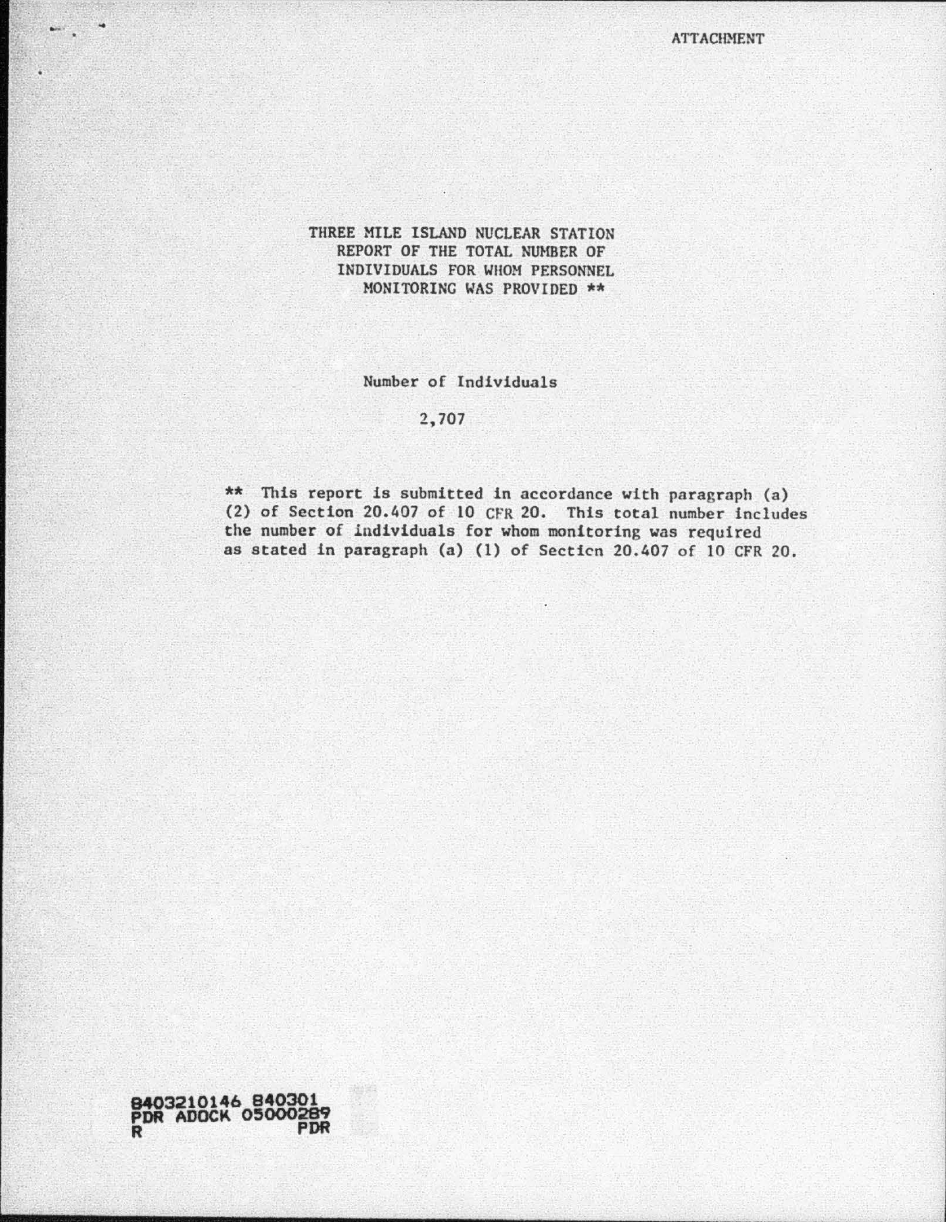ATTACHMENT

# THREE MILE ISLAND NUCLEAR STATION REPORT OF THE TOTAL NUMBER OF INDIVIDUALS FOR WHOM PERSONNEL MONITORING WAS PROVIDED **

Number of Individuals

2,707

** This report is submitted in accordance with paragraph (a) (2) of Section 20.407 of 10 CFR 20. This total number includes the number of individuals for whom monitoring was required as stated in paragraph (a) (1) of Section 20.407 of 10 CFR 20.

8403210146 840301
PDR ADOCK 05000289
R PDR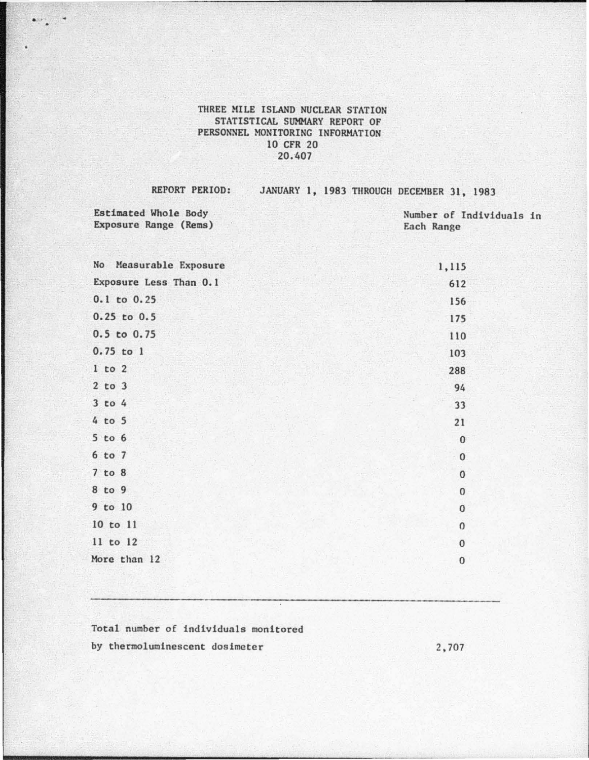# THREE MILE ISLAND NUCLEAR STATION
## STATISTICAL SUMMARY REPORT OF PERSONNEL MONITORING INFORMATION
### 10 CFR 20
### 20.407

REPORT PERIOD: JANUARY 1, 1983 THROUGH DECEMBER 31, 1983

| Estimated Whole Body Exposure Range (Rems) | Number of Individuals in Each Range |
|---|---|
| No Measurable Exposure | 1,115 |
| Exposure Less Than 0.1 | 612 |
| 0.1 to 0.25 | 156 |
| 0.25 to 0.5 | 175 |
| 0.5 to 0.75 | 110 |
| 0.75 to 1 | 103 |
| 1 to 2 | 288 |
| 2 to 3 | 94 |
| 3 to 4 | 33 |
| 4 to 5 | 21 |
| 5 to 6 | 0 |
| 6 to 7 | 0 |
| 7 to 8 | 0 |
| 8 to 9 | 0 |
| 9 to 10 | 0 |
| 10 to 11 | 0 |
| 11 to 12 | 0 |
| More than 12 | 0 |

---

Total number of individuals monitored by thermoluminescent dosimeter 2,707